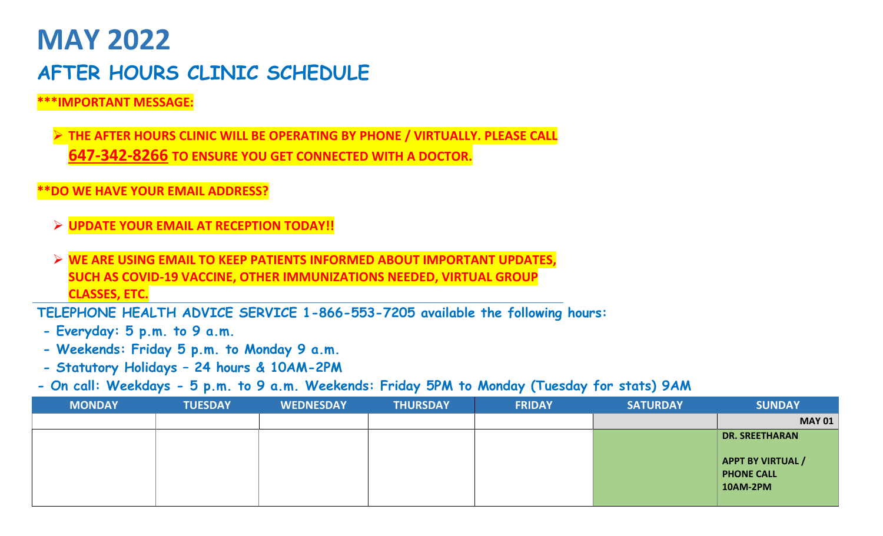# MAY 2022

## AFTER HOURS CLINIC SCHEDULE

**\*\*\*IMPORTANT MESSAGE:**

- **THE AFTER HOURS CLINIC WILL BE OPERATING BY PHONE / VIRTUALLY. PLEASE CALL 647-342-8266 TO ENSURE YOU GET CONNECTED WITH A DOCTOR.**

**\*\*DO WE HAVE YOUR EMAIL ADDRESS?**

- **UPDATE YOUR EMAIL AT RECEPTION TODAY!!**
- **WE ARE USING EMAIL TO KEEP PATIENTS INFORMED ABOUT IMPORTANT UPDATES, SUCH AS COVID-19 VACCINE, OTHER IMMUNIZATIONS NEEDED, VIRTUAL GROUP CLASSES, ETC.**

**TELEPHONE HEALTH ADVICE SERVICE 1-866-553-7205 available the following hours:**

- **Everyday: 5 p.m. to 9 a.m.**
- **Weekends: Friday 5 p.m. to Monday 9 a.m.**
- **Statutory Holidays – 24 hours & 10AM-2PM**

**- On call: Weekdays - 5 p.m. to 9 a.m. Weekends: Friday 5PM to Monday (Tuesday for stats) 9AM**

| MONDAY | TUESDAY | WEDNESDAY | THURSDAY | FRIDAY | SATURDAY | SUNDAY |
|---|---|---|---|---|---|---|
| | | | | | | MAY 01 |
| | | | | | | DR. SREETHARAN<br><br>APPT BY VIRTUAL / PHONE CALL<br>10AM-2PM |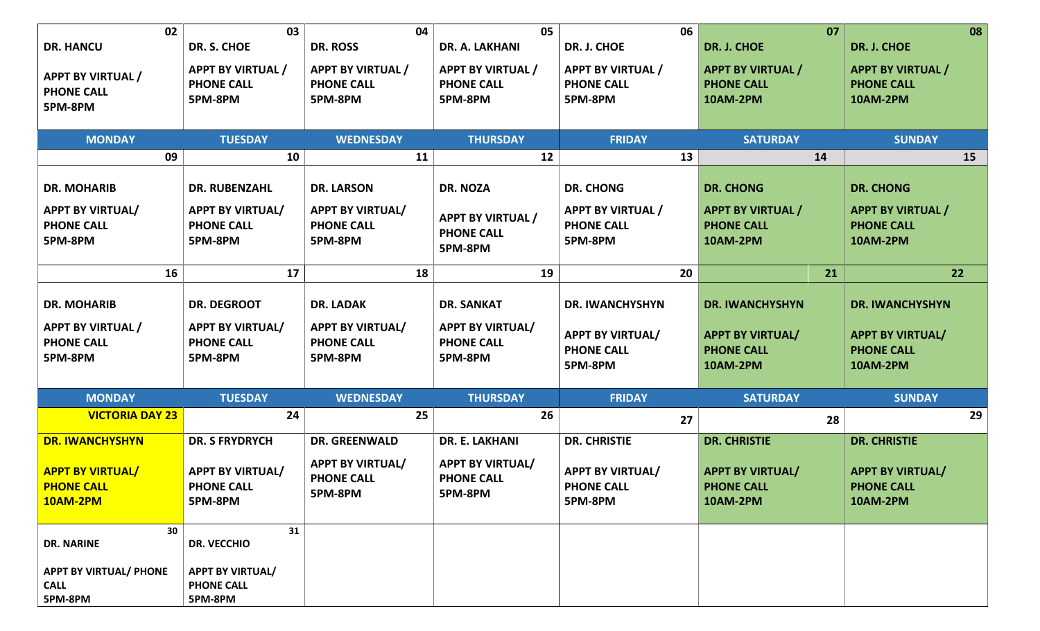| | | | | | | |
|---|---|---|---|---|---|---|
| 02<br>**DR. HANCU**<br>**APPT BY VIRTUAL / PHONE CALL 5PM-8PM** | 03<br>**DR. S. CHOE**<br>**APPT BY VIRTUAL / PHONE CALL 5PM-8PM** | 04<br>**DR. ROSS**<br>**APPT BY VIRTUAL / PHONE CALL 5PM-8PM** | 05<br>**DR. A. LAKHANI**<br>**APPT BY VIRTUAL / PHONE CALL 5PM-8PM** | 06<br>**DR. J. CHOE**<br>**APPT BY VIRTUAL / PHONE CALL 5PM-8PM** | 07<br>**DR. J. CHOE**<br>**APPT BY VIRTUAL / PHONE CALL 10AM-2PM** | 08<br>**DR. J. CHOE**<br>**APPT BY VIRTUAL / PHONE CALL 10AM-2PM** |
| **MONDAY** | **TUESDAY** | **WEDNESDAY** | **THURSDAY** | **FRIDAY** | **SATURDAY** | **SUNDAY** |
| 09<br>**DR. MOHARIB**<br>**APPT BY VIRTUAL/ PHONE CALL 5PM-8PM** | 10<br>**DR. RUBENZAHL**<br>**APPT BY VIRTUAL/ PHONE CALL 5PM-8PM** | 11<br>**DR. LARSON**<br>**APPT BY VIRTUAL/ PHONE CALL 5PM-8PM** | 12<br>**DR. NOZA**<br>**APPT BY VIRTUAL / PHONE CALL 5PM-8PM** | 13<br>**DR. CHONG**<br>**APPT BY VIRTUAL / PHONE CALL 5PM-8PM** | 14<br>**DR. CHONG**<br>**APPT BY VIRTUAL / PHONE CALL 10AM-2PM** | 15<br>**DR. CHONG**<br>**APPT BY VIRTUAL / PHONE CALL 10AM-2PM** |
| 16<br>**DR. MOHARIB**<br>**APPT BY VIRTUAL / PHONE CALL 5PM-8PM** | 17<br>**DR. DEGROOT**<br>**APPT BY VIRTUAL/ PHONE CALL 5PM-8PM** | 18<br>**DR. LADAK**<br>**APPT BY VIRTUAL/ PHONE CALL 5PM-8PM** | 19<br>**DR. SANKAT**<br>**APPT BY VIRTUAL/ PHONE CALL 5PM-8PM** | 20<br>**DR. IWANCHYSHYN**<br>**APPT BY VIRTUAL/ PHONE CALL 5PM-8PM** | 21<br>**DR. IWANCHYSHYN**<br>**APPT BY VIRTUAL/ PHONE CALL 10AM-2PM** | 22<br>**DR. IWANCHYSHYN**<br>**APPT BY VIRTUAL/ PHONE CALL 10AM-2PM** |
| **MONDAY** | **TUESDAY** | **WEDNESDAY** | **THURSDAY** | **FRIDAY** | **SATURDAY** | **SUNDAY** |
| **VICTORIA DAY 23**<br>**DR. IWANCHYSHYN**<br>**APPT BY VIRTUAL/ PHONE CALL 10AM-2PM** | 24<br>**DR. S FRYDRYCH**<br>**APPT BY VIRTUAL/ PHONE CALL 5PM-8PM** | 25<br>**DR. GREENWALD**<br>**APPT BY VIRTUAL/ PHONE CALL 5PM-8PM** | 26<br>**DR. E. LAKHANI**<br>**APPT BY VIRTUAL/ PHONE CALL 5PM-8PM** | 27<br>**DR. CHRISTIE**<br>**APPT BY VIRTUAL/ PHONE CALL 5PM-8PM** | 28<br>**DR. CHRISTIE**<br>**APPT BY VIRTUAL/ PHONE CALL 10AM-2PM** | 29<br>**DR. CHRISTIE**<br>**APPT BY VIRTUAL/ PHONE CALL 10AM-2PM** |
| 30<br>**DR. NARINE**<br>**APPT BY VIRTUAL/ PHONE CALL 5PM-8PM** | 31<br>**DR. VECCHIO**<br>**APPT BY VIRTUAL/ PHONE CALL 5PM-8PM** | | | | | |